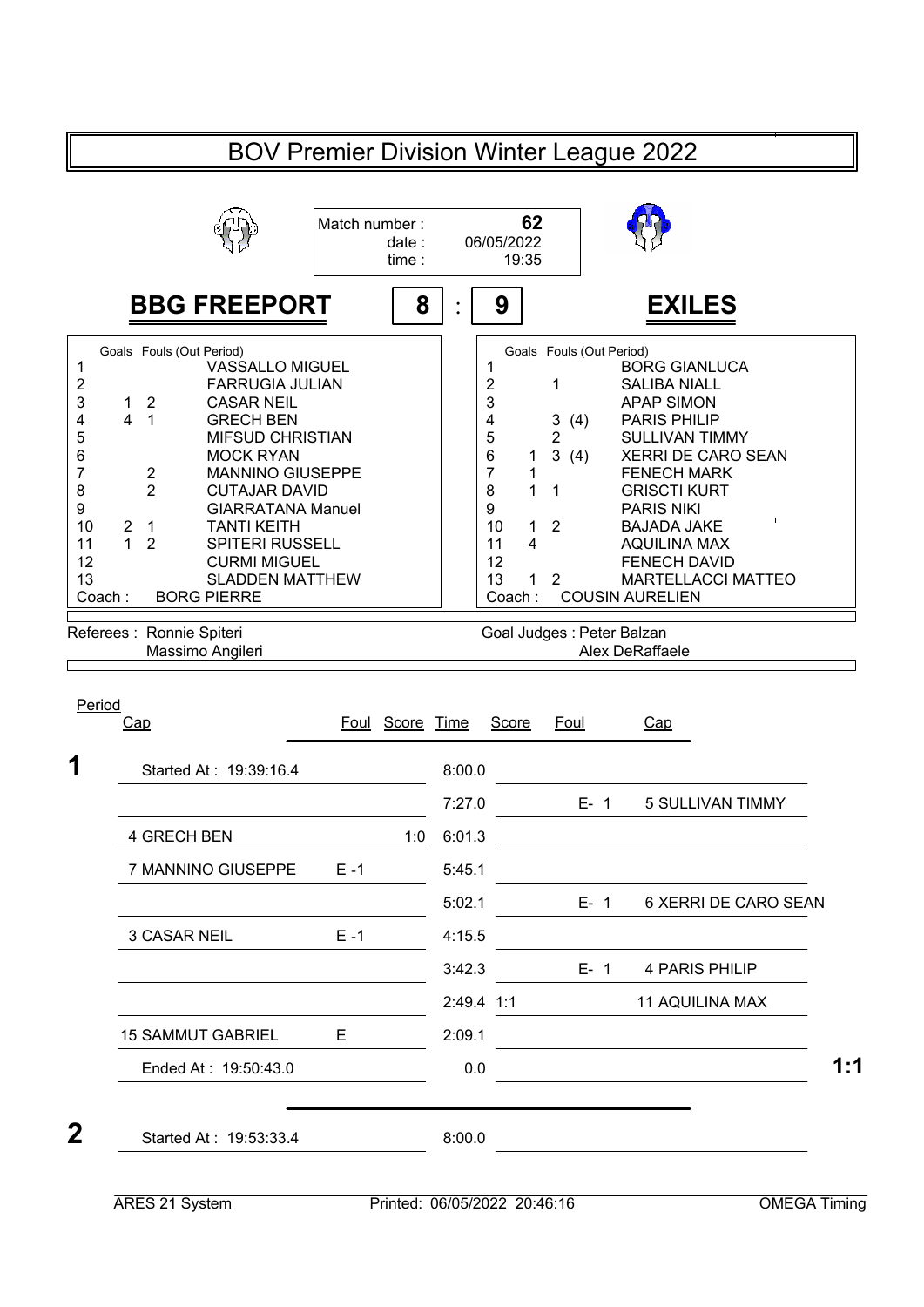# BOV Premier Division Winter League 2022

Match number : **62**
date : 06/05/2022
time : 19:35

## BBG FREEPORT 8 : 9 EXILES

| # | Goals | Fouls (Out Period) | BBG FREEPORT |
|---|---|---|---|
| 1 | | | VASSALLO MIGUEL |
| 2 | | | FARRUGIA JULIAN |
| 3 | 1 | 2 | CASAR NEIL |
| 4 | 4 | 1 | GRECH BEN |
| 5 | | | MIFSUD CHRISTIAN |
| 6 | | | MOCK RYAN |
| 7 | | 2 | MANNINO GIUSEPPE |
| 8 | | 2 | CUTAJAR DAVID |
| 9 | | | GIARRATANA Manuel |
| 10 | 2 | 1 | TANTI KEITH |
| 11 | 1 | 2 | SPITERI RUSSELL |
| 12 | | | CURMI MIGUEL |
| 13 | | | SLADDEN MATTHEW |
| Coach : | | | BORG PIERRE |

| # | Goals | Fouls (Out Period) | EXILES |
|---|---|---|---|
| 1 | | | BORG GIANLUCA |
| 2 | | 1 | SALIBA NIALL |
| 3 | | | APAP SIMON |
| 4 | | 3 (4) | PARIS PHILIP |
| 5 | | 2 | SULLIVAN TIMMY |
| 6 | 1 | 3 (4) | XERRI DE CARO SEAN |
| 7 | 1 | | FENECH MARK |
| 8 | 1 | 1 | GRISCTI KURT |
| 9 | | | PARIS NIKI |
| 10 | 1 | 2 | BAJADA JAKE |
| 11 | 4 | | AQUILINA MAX |
| 12 | | | FENECH DAVID |
| 13 | 1 | 2 | MARTELLACCI MATTEO |
| Coach : | | | COUSIN AURELIEN |

Referees : Ronnie Spiteri, Massimo Angileri

Goal Judges : Peter Balzan, Alex DeRaffaele

| Period | Cap | Foul | Score | Time | Score | Foul | Cap |
|---|---|---|---|---|---|---|---|
| **1** | Started At : 19:39:16.4 | | | 8:00.0 | | | |
| | | | | 7:27.0 | | E- 1 | 5 SULLIVAN TIMMY |
| | 4 GRECH BEN | | 1:0 | 6:01.3 | | | |
| | 7 MANNINO GIUSEPPE | E -1 | | 5:45.1 | | | |
| | | | | 5:02.1 | | E- 1 | 6 XERRI DE CARO SEAN |
| | 3 CASAR NEIL | E -1 | | 4:15.5 | | | |
| | | | | 3:42.3 | | E- 1 | 4 PARIS PHILIP |
| | | | | 2:49.4 | 1:1 | | 11 AQUILINA MAX |
| | 15 SAMMUT GABRIEL | E | | 2:09.1 | | | |
| | Ended At : 19:50:43.0 | | | 0.0 | | | **1:1** |
| **2** | Started At : 19:53:33.4 | | | 8:00.0 | | | |

ARES 21 System — Printed: 06/05/2022 20:46:16 — OMEGA Timing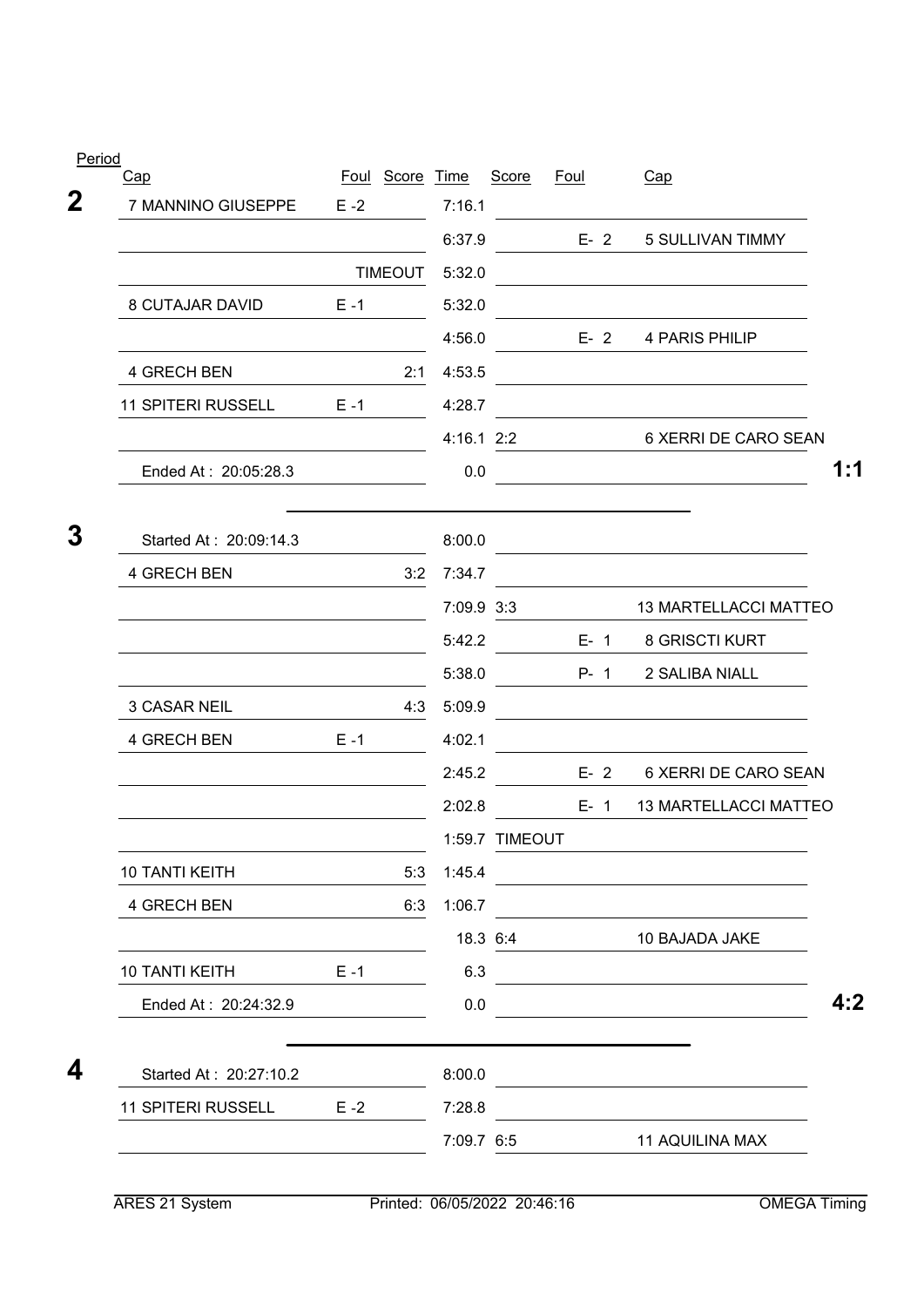| Period | Cap | Foul | Score | Time | Score | Foul | Cap | |
|---|---|---|---|---|---|---|---|---|
| **2** | 7 MANNINO GIUSEPPE | E -2 | | 7:16.1 | | | | |
| | | | | 6:37.9 | | E- 2 | 5 SULLIVAN TIMMY | |
| | | | TIMEOUT | 5:32.0 | | | | |
| | 8 CUTAJAR DAVID | E -1 | | 5:32.0 | | | | |
| | | | | 4:56.0 | | E- 2 | 4 PARIS PHILIP | |
| | 4 GRECH BEN | | 2:1 | 4:53.5 | | | | |
| | 11 SPITERI RUSSELL | E -1 | | 4:28.7 | | | | |
| | | | | 4:16.1 | 2:2 | | 6 XERRI DE CARO SEAN | |
| | Ended At : 20:05:28.3 | | | 0.0 | | | | **1:1** |
| **3** | Started At : 20:09:14.3 | | | 8:00.0 | | | | |
| | 4 GRECH BEN | | 3:2 | 7:34.7 | | | | |
| | | | | 7:09.9 | 3:3 | | 13 MARTELLACCI MATTEO | |
| | | | | 5:42.2 | | E- 1 | 8 GRISCTI KURT | |
| | | | | 5:38.0 | | P- 1 | 2 SALIBA NIALL | |
| | 3 CASAR NEIL | | 4:3 | 5:09.9 | | | | |
| | 4 GRECH BEN | E -1 | | 4:02.1 | | | | |
| | | | | 2:45.2 | | E- 2 | 6 XERRI DE CARO SEAN | |
| | | | | 2:02.8 | | E- 1 | 13 MARTELLACCI MATTEO | |
| | | | | 1:59.7 | TIMEOUT | | | |
| | 10 TANTI KEITH | | 5:3 | 1:45.4 | | | | |
| | 4 GRECH BEN | | 6:3 | 1:06.7 | | | | |
| | | | | 18.3 | 6:4 | | 10 BAJADA JAKE | |
| | 10 TANTI KEITH | E -1 | | 6.3 | | | | |
| | Ended At : 20:24:32.9 | | | 0.0 | | | | **4:2** |
| **4** | Started At : 20:27:10.2 | | | 8:00.0 | | | | |
| | 11 SPITERI RUSSELL | E -2 | | 7:28.8 | | | | |
| | | | | 7:09.7 | 6:5 | | 11 AQUILINA MAX | |

ARES 21 System Printed: 06/05/2022 20:46:16 OMEGA Timing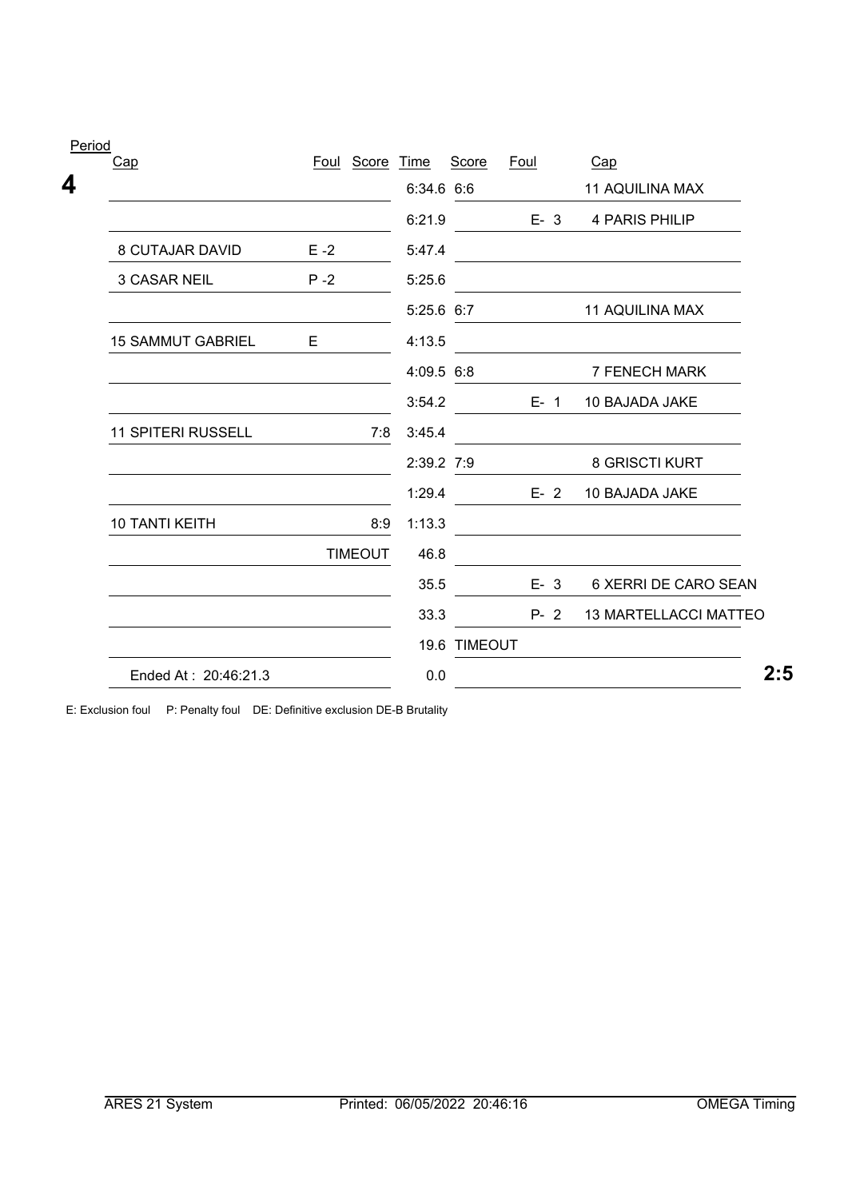| Period | Cap | Foul | Score | Time | Score | Foul | Cap |
|---|---|---|---|---|---|---|---|
| 4 | | | | 6:34.6 | 6:6 | | 11 AQUILINA MAX |
| | | | | 6:21.9 | | E- 3 | 4 PARIS PHILIP |
| | 8 CUTAJAR DAVID | E -2 | | 5:47.4 | | | |
| | 3 CASAR NEIL | P -2 | | 5:25.6 | | | |
| | | | | 5:25.6 | 6:7 | | 11 AQUILINA MAX |
| | 15 SAMMUT GABRIEL | E | | 4:13.5 | | | |
| | | | | 4:09.5 | 6:8 | | 7 FENECH MARK |
| | | | | 3:54.2 | | E- 1 | 10 BAJADA JAKE |
| | 11 SPITERI RUSSELL | | 7:8 | 3:45.4 | | | |
| | | | | 2:39.2 | 7:9 | | 8 GRISCTI KURT |
| | | | | 1:29.4 | | E- 2 | 10 BAJADA JAKE |
| | 10 TANTI KEITH | | 8:9 | 1:13.3 | | | |
| | | | TIMEOUT | 46.8 | | | |
| | | | | 35.5 | | E- 3 | 6 XERRI DE CARO SEAN |
| | | | | 33.3 | | P- 2 | 13 MARTELLACCI MATTEO |
| | | | | 19.6 | TIMEOUT | | |
| | Ended At : 20:46:21.3 | | | 0.0 | | | 2:5 |

E: Exclusion foul    P: Penalty foul    DE: Definitive exclusion DE-B Brutality

ARES 21 System    Printed: 06/05/2022 20:46:16    OMEGA Timing